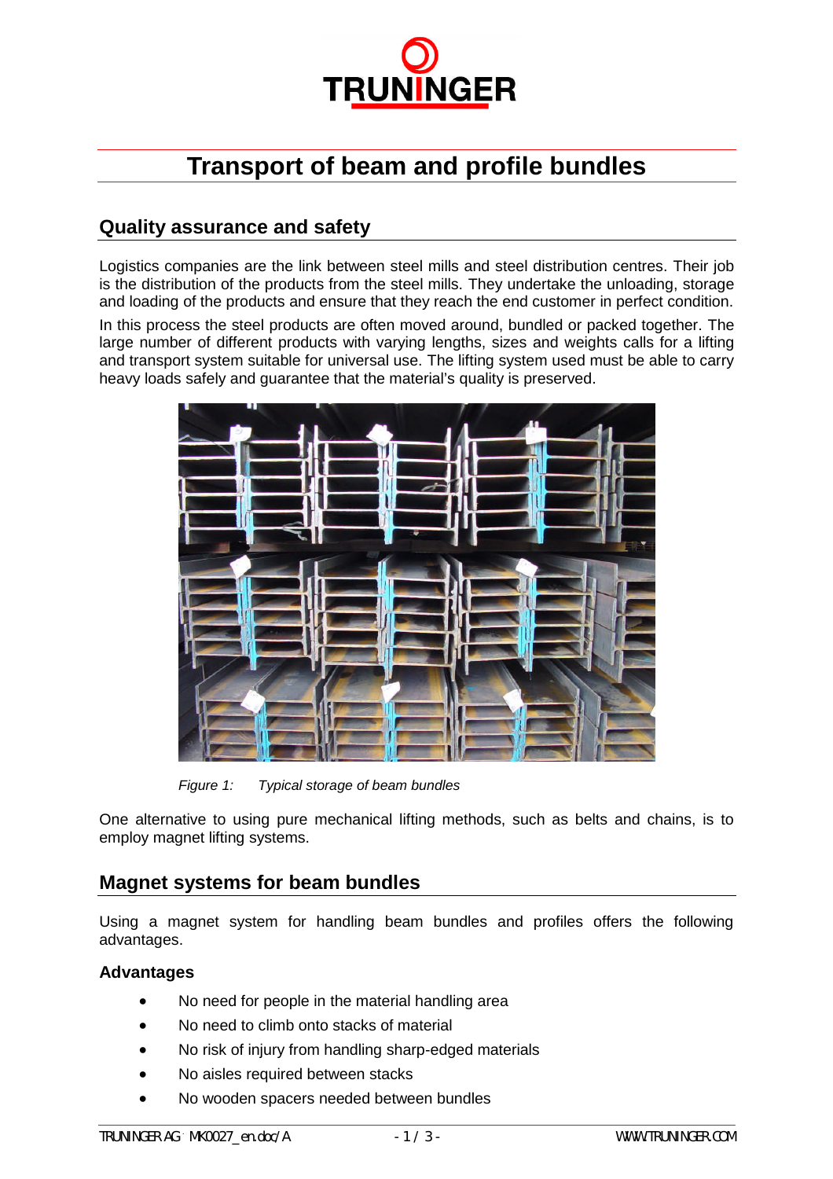# Transport of beam and profile bundles

## Quality assurance and safety

Logistics companies are the link between steel mills and steel distribution centres. Their job is the distribution of the products from the steel mills. They undertake the unloading, storage and loading of the products and ensure that they reach the end customer in perfect condition.

In this process the steel products are often moved around, bundled or packed together. The large number of different products with varying lengths, sizes and weights calls for a lifting and transport system suitable for universal use. The lifting system used must be able to carry heavy loads safely and guarantee that the material's quality is preserved.

*Figure 1: Typical storage of beam bundles*

One alternative to using pure mechanical lifting methods, such as belts and chains, is to employ magnet lifting systems.

## Magnet systems for beam bundles

Using a magnet system for handling beam bundles and profiles offers the following advantages.

### Advantages

- No need for people in the material handling area
- No need to climb onto stacks of material
- No risk of injury from handling sharp-edged materials
- No aisles required between stacks
- No wooden spacers needed between bundles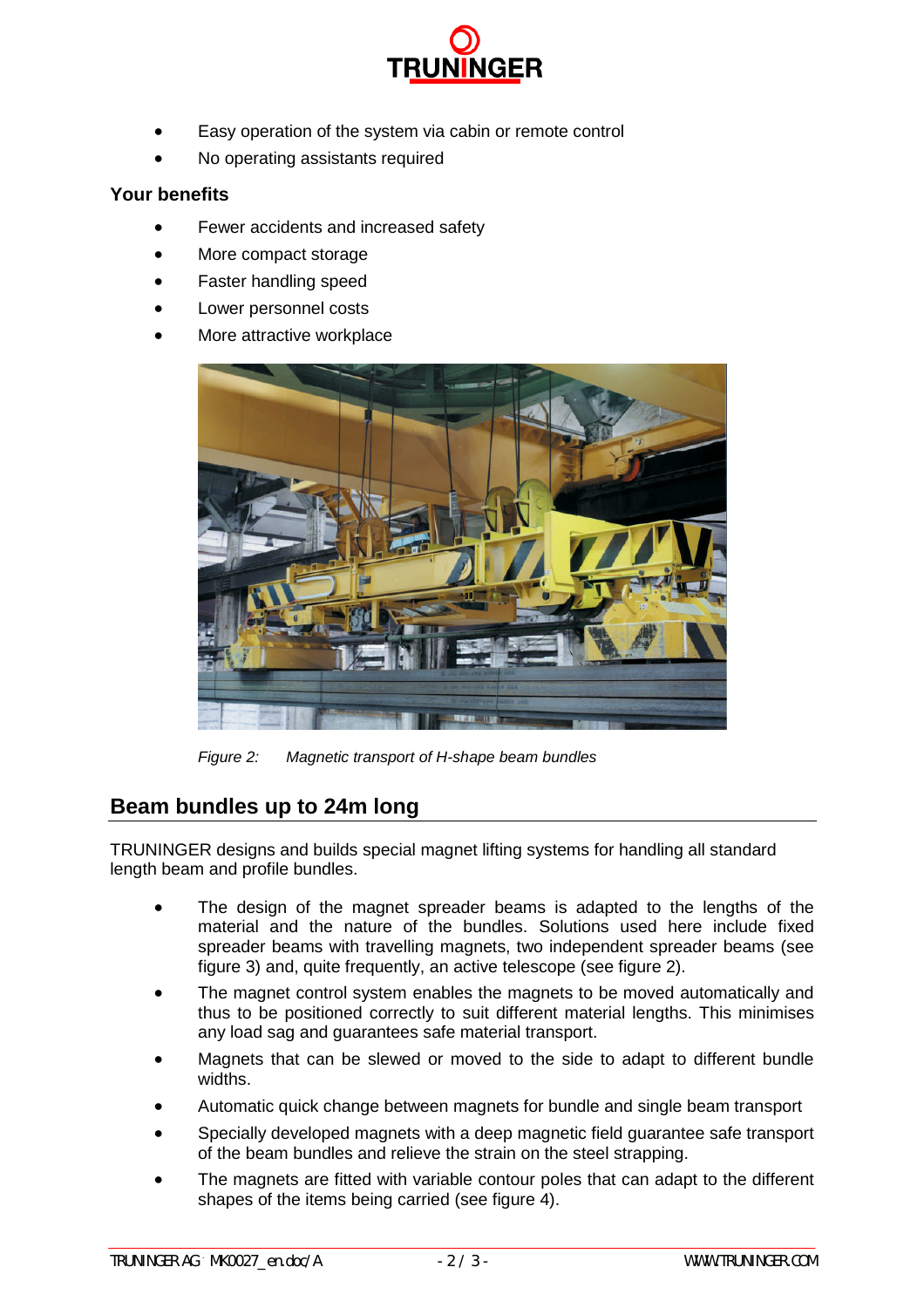- Easy operation of the system via cabin or remote control
- No operating assistants required

**Your benefits**

- Fewer accidents and increased safety
- More compact storage
- Faster handling speed
- Lower personnel costs
- More attractive workplace

*Figure 2: Magnetic transport of H-shape beam bundles*

## Beam bundles up to 24m long

TRUNINGER designs and builds special magnet lifting systems for handling all standard length beam and profile bundles.

- The design of the magnet spreader beams is adapted to the lengths of the material and the nature of the bundles. Solutions used here include fixed spreader beams with travelling magnets, two independent spreader beams (see figure 3) and, quite frequently, an active telescope (see figure 2).
- The magnet control system enables the magnets to be moved automatically and thus to be positioned correctly to suit different material lengths. This minimises any load sag and guarantees safe material transport.
- Magnets that can be slewed or moved to the side to adapt to different bundle widths.
- Automatic quick change between magnets for bundle and single beam transport
- Specially developed magnets with a deep magnetic field guarantee safe transport of the beam bundles and relieve the strain on the steel strapping.
- The magnets are fitted with variable contour poles that can adapt to the different shapes of the items being carried (see figure 4).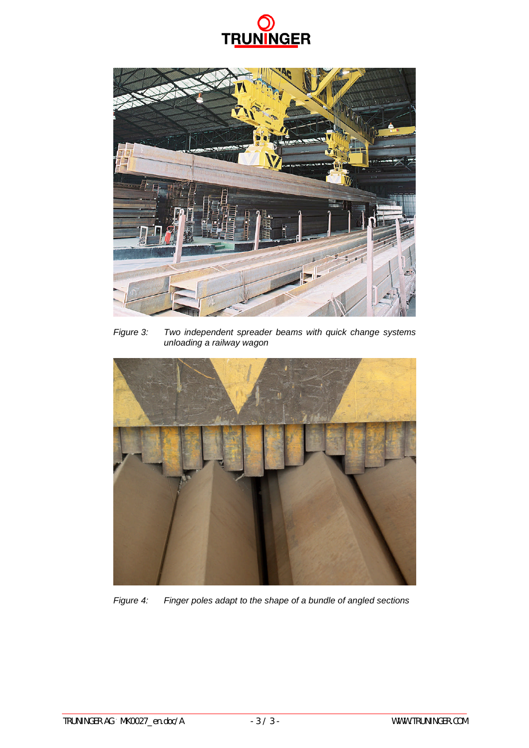Figure 3: *Two independent spreader beams with quick change systems unloading a railway wagon*

Figure 4: *Finger poles adapt to the shape of a bundle of angled sections*